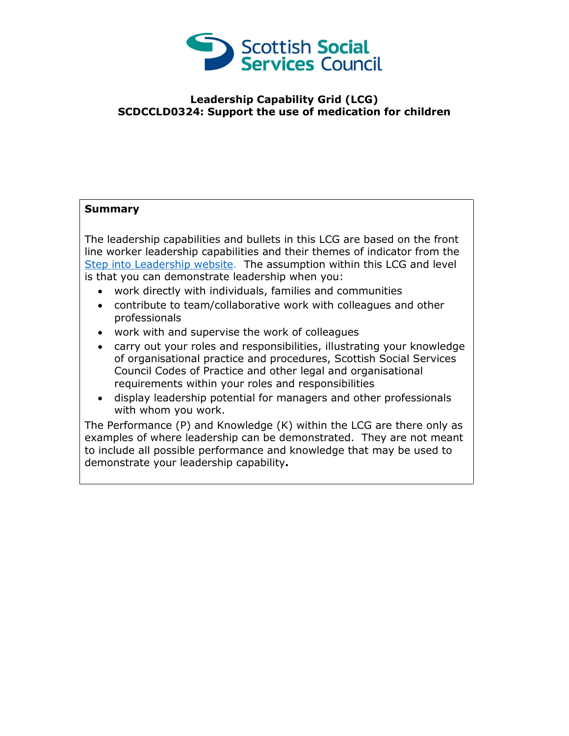Scottish Social Services Council

# Leadership Capability Grid (LCG)
# SCDCCLD0324: Support the use of medication for children

**Summary**

The leadership capabilities and bullets in this LCG are based on the front line worker leadership capabilities and their themes of indicator from the [Step into Leadership website](). The assumption within this LCG and level is that you can demonstrate leadership when you:

- work directly with individuals, families and communities
- contribute to team/collaborative work with colleagues and other professionals
- work with and supervise the work of colleagues
- carry out your roles and responsibilities, illustrating your knowledge of organisational practice and procedures, Scottish Social Services Council Codes of Practice and other legal and organisational requirements within your roles and responsibilities
- display leadership potential for managers and other professionals with whom you work.

The Performance (P) and Knowledge (K) within the LCG are there only as examples of where leadership can be demonstrated. They are not meant to include all possible performance and knowledge that may be used to demonstrate your leadership capability**.**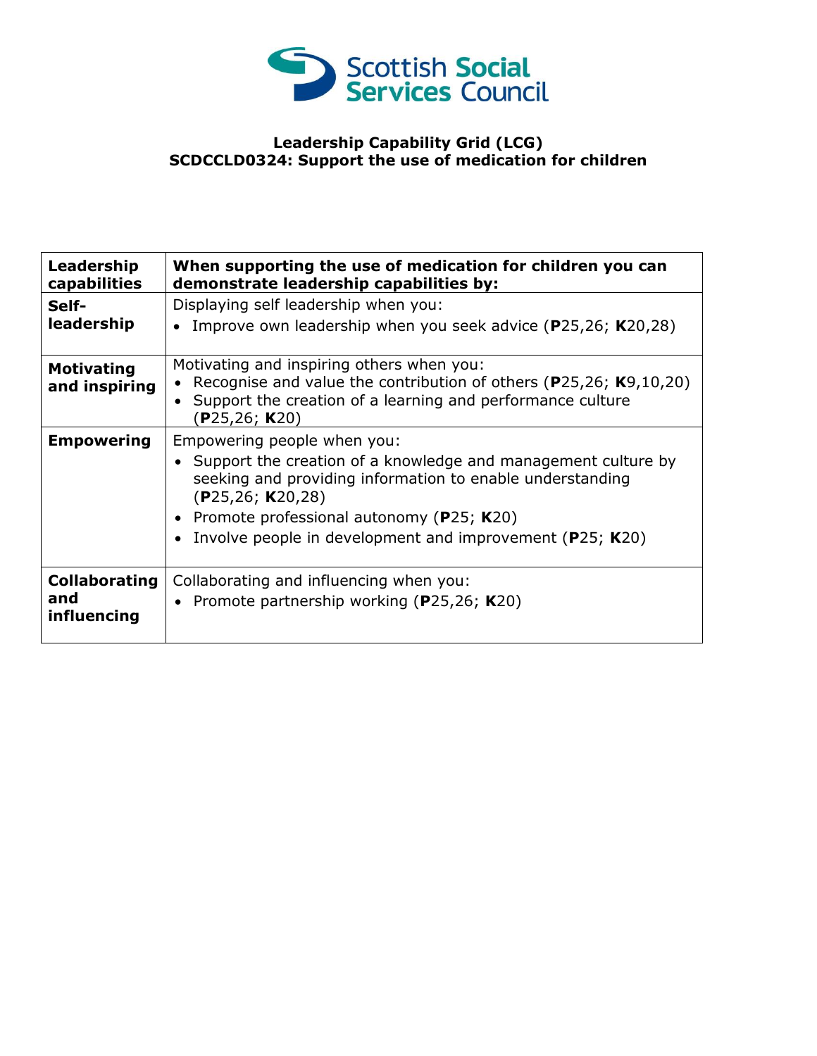**Leadership Capability Grid (LCG)**
**SCDCCLD0324: Support the use of medication for children**

| **Leadership capabilities** | **When supporting the use of medication for children you can demonstrate leadership capabilities by:** |
|---|---|
| **Self-leadership** | Displaying self leadership when you:<br>• Improve own leadership when you seek advice (**P**25,26; **K**20,28) |
| **Motivating and inspiring** | Motivating and inspiring others when you:<br>• Recognise and value the contribution of others (**P**25,26; **K**9,10,20)<br>• Support the creation of a learning and performance culture (**P**25,26; **K**20) |
| **Empowering** | Empowering people when you:<br>• Support the creation of a knowledge and management culture by seeking and providing information to enable understanding (**P**25,26; **K**20,28)<br>• Promote professional autonomy (**P**25; **K**20)<br>• Involve people in development and improvement (**P**25; **K**20) |
| **Collaborating and influencing** | Collaborating and influencing when you:<br>• Promote partnership working (**P**25,26; **K**20) |